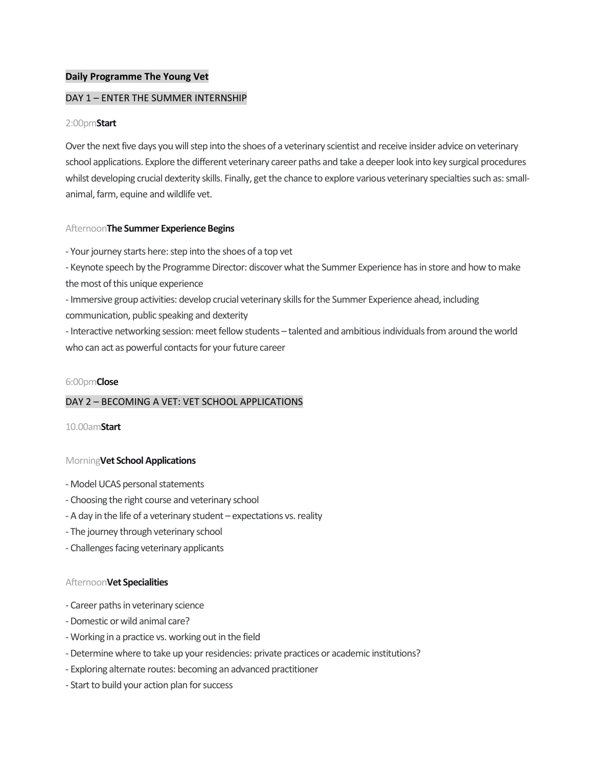**Daily Programme The Young Vet**

## DAY 1 – ENTER THE SUMMER INTERNSHIP

2:00pm **Start**

Over the next five days you will step into the shoes of a veterinary scientist and receive insider advice on veterinary school applications. Explore the different veterinary career paths and take a deeper look into key surgical procedures whilst developing crucial dexterity skills. Finally, get the chance to explore various veterinary specialties such as: small-animal, farm, equine and wildlife vet.

Afternoon **The Summer Experience Begins**

- Your journey starts here: step into the shoes of a top vet
- Keynote speech by the Programme Director: discover what the Summer Experience has in store and how to make the most of this unique experience
- Immersive group activities: develop crucial veterinary skills for the Summer Experience ahead, including communication, public speaking and dexterity
- Interactive networking session: meet fellow students – talented and ambitious individuals from around the world who can act as powerful contacts for your future career

6:00pm **Close**

## DAY 2 – BECOMING A VET: VET SCHOOL APPLICATIONS

10.00am **Start**

Morning **Vet School Applications**

- Model UCAS personal statements
- Choosing the right course and veterinary school
- A day in the life of a veterinary student – expectations vs. reality
- The journey through veterinary school
- Challenges facing veterinary applicants

Afternoon **Vet Specialities**

- Career paths in veterinary science
- Domestic or wild animal care?
- Working in a practice vs. working out in the field
- Determine where to take up your residencies: private practices or academic institutions?
- Exploring alternate routes: becoming an advanced practitioner
- Start to build your action plan for success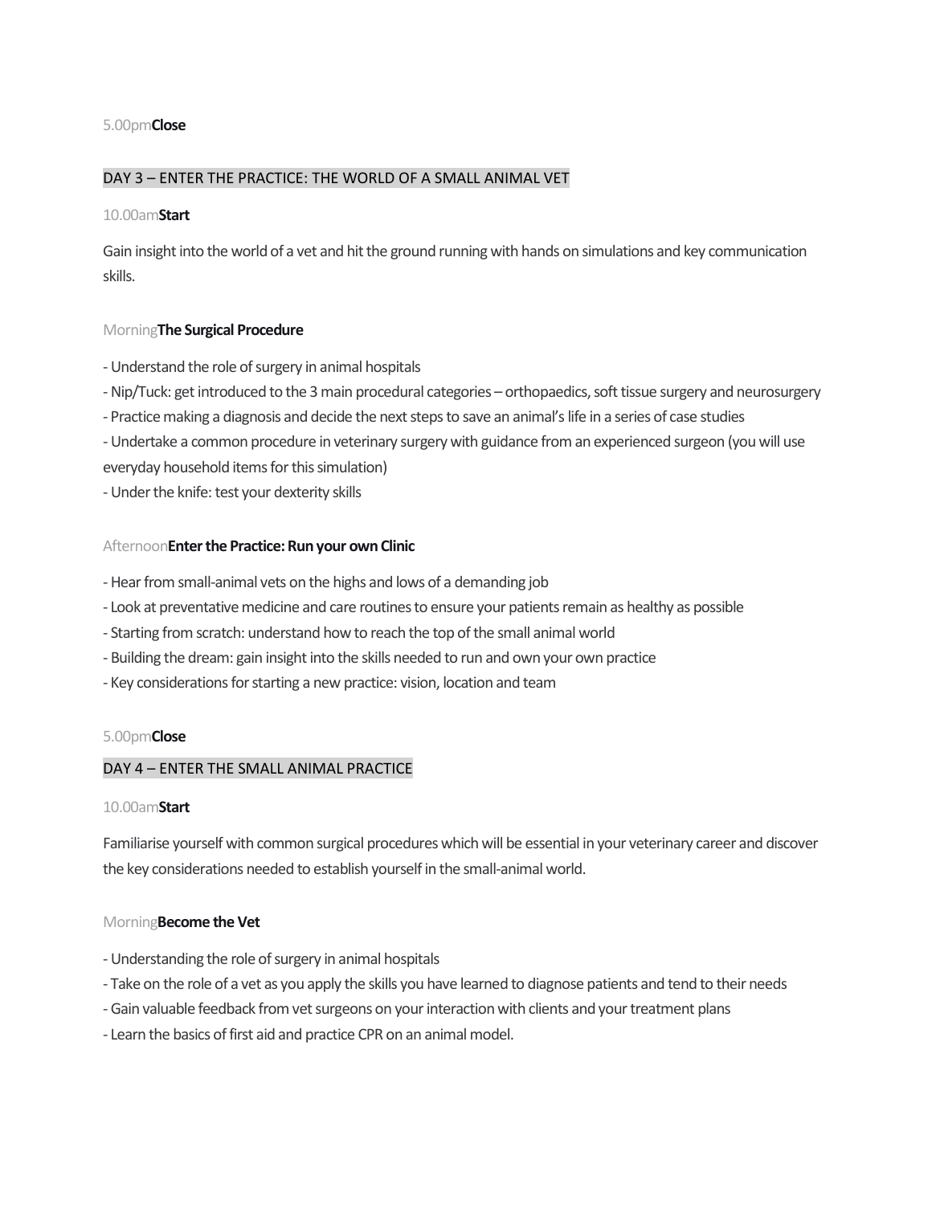5.00pm**Close**

## DAY 3 – ENTER THE PRACTICE: THE WORLD OF A SMALL ANIMAL VET

10.00am**Start**

Gain insight into the world of a vet and hit the ground running with hands on simulations and key communication skills.

Morning**The Surgical Procedure**

- Understand the role of surgery in animal hospitals
- Nip/Tuck: get introduced to the 3 main procedural categories – orthopaedics, soft tissue surgery and neurosurgery
- Practice making a diagnosis and decide the next steps to save an animal's life in a series of case studies
- Undertake a common procedure in veterinary surgery with guidance from an experienced surgeon (you will use everyday household items for this simulation)
- Under the knife: test your dexterity skills

Afternoon**Enter the Practice: Run your own Clinic**

- Hear from small-animal vets on the highs and lows of a demanding job
- Look at preventative medicine and care routines to ensure your patients remain as healthy as possible
- Starting from scratch: understand how to reach the top of the small animal world
- Building the dream: gain insight into the skills needed to run and own your own practice
- Key considerations for starting a new practice: vision, location and team

5.00pm**Close**

## DAY 4 – ENTER THE SMALL ANIMAL PRACTICE

10.00am**Start**

Familiarise yourself with common surgical procedures which will be essential in your veterinary career and discover the key considerations needed to establish yourself in the small-animal world.

Morning**Become the Vet**

- Understanding the role of surgery in animal hospitals
- Take on the role of a vet as you apply the skills you have learned to diagnose patients and tend to their needs
- Gain valuable feedback from vet surgeons on your interaction with clients and your treatment plans
- Learn the basics of first aid and practice CPR on an animal model.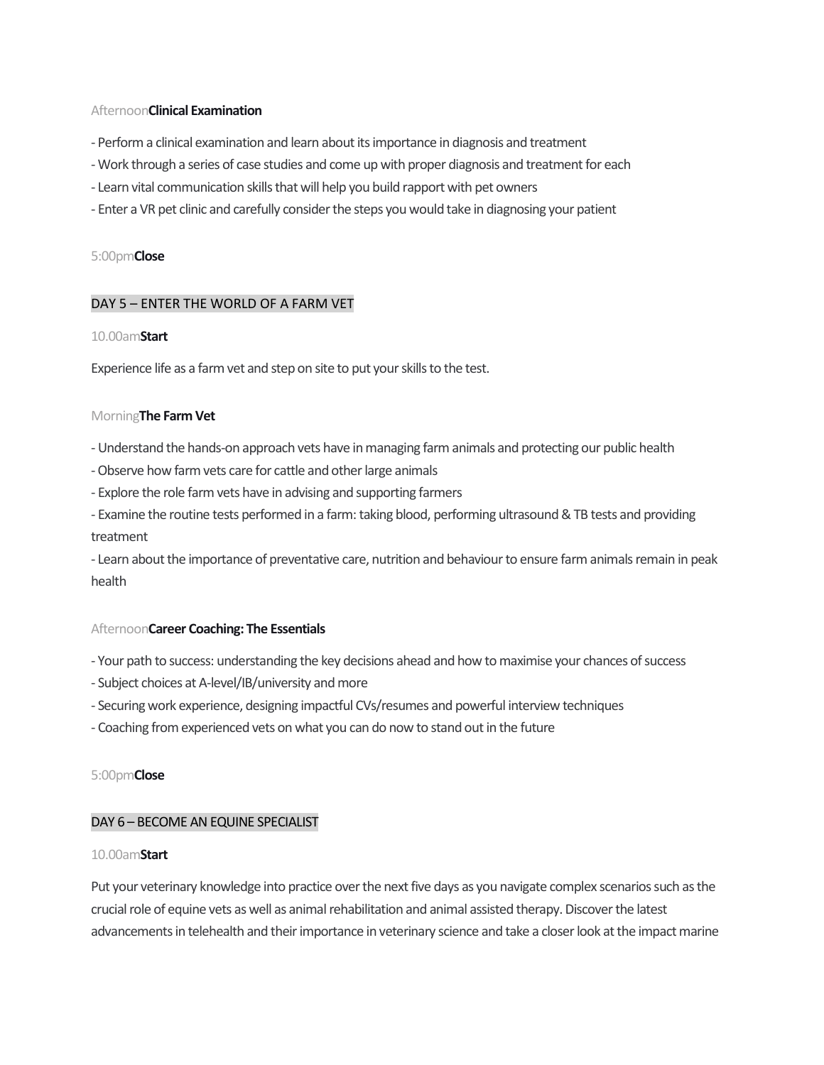Afternoon**Clinical Examination**

- Perform a clinical examination and learn about its importance in diagnosis and treatment
- Work through a series of case studies and come up with proper diagnosis and treatment for each
- Learn vital communication skills that will help you build rapport with pet owners
- Enter a VR pet clinic and carefully consider the steps you would take in diagnosing your patient

5:00pm**Close**

## DAY 5 – ENTER THE WORLD OF A FARM VET

10.00am**Start**

Experience life as a farm vet and step on site to put your skills to the test.

Morning**The Farm Vet**

- Understand the hands-on approach vets have in managing farm animals and protecting our public health
- Observe how farm vets care for cattle and other large animals
- Explore the role farm vets have in advising and supporting farmers
- Examine the routine tests performed in a farm: taking blood, performing ultrasound & TB tests and providing treatment
- Learn about the importance of preventative care, nutrition and behaviour to ensure farm animals remain in peak health

Afternoon**Career Coaching: The Essentials**

- Your path to success: understanding the key decisions ahead and how to maximise your chances of success
- Subject choices at A-level/IB/university and more
- Securing work experience, designing impactful CVs/resumes and powerful interview techniques
- Coaching from experienced vets on what you can do now to stand out in the future

5:00pm**Close**

## DAY 6 – BECOME AN EQUINE SPECIALIST

10.00am**Start**

Put your veterinary knowledge into practice over the next five days as you navigate complex scenarios such as the crucial role of equine vets as well as animal rehabilitation and animal assisted therapy. Discover the latest advancements in telehealth and their importance in veterinary science and take a closer look at the impact marine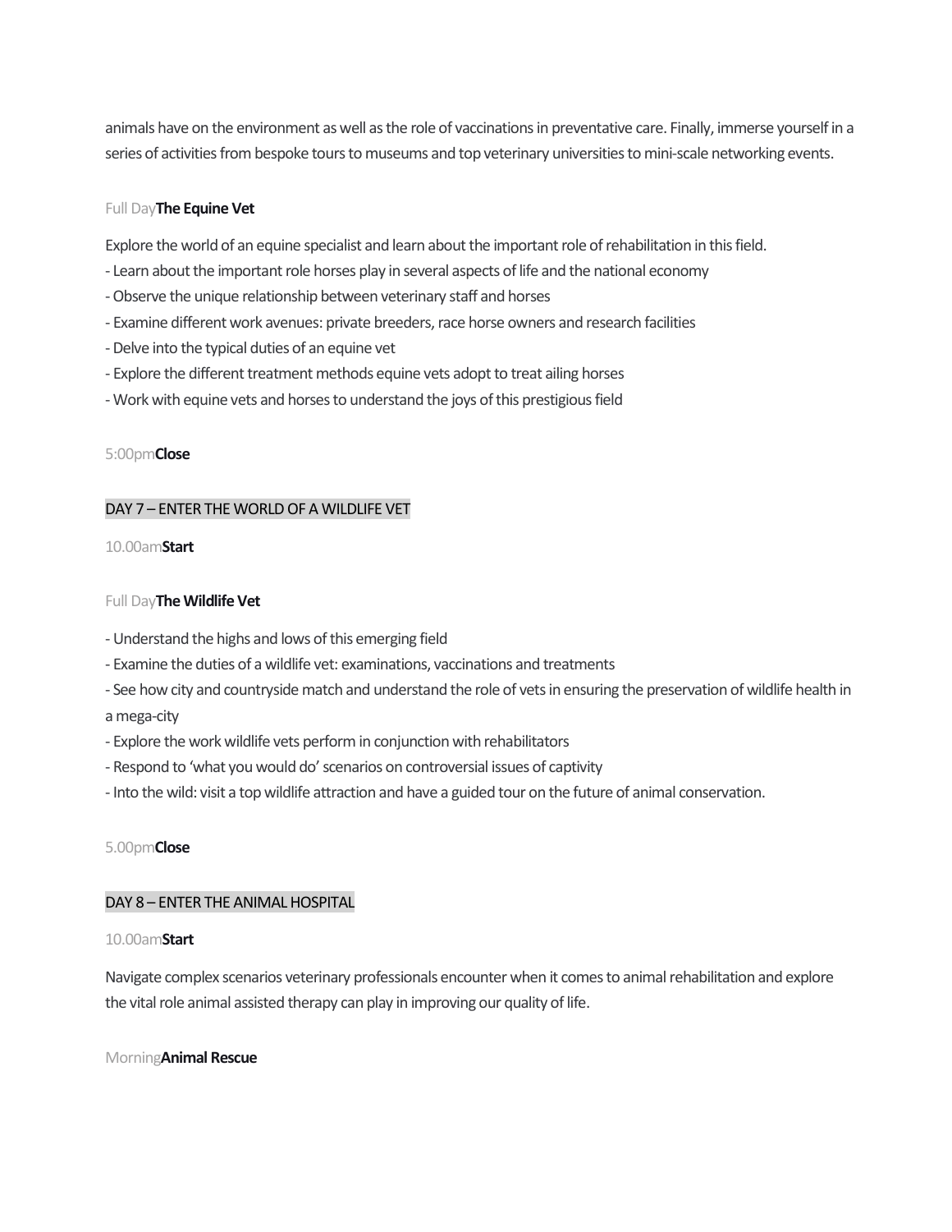animals have on the environment as well as the role of vaccinations in preventative care. Finally, immerse yourself in a series of activities from bespoke tours to museums and top veterinary universities to mini-scale networking events.

Full Day **The Equine Vet**

Explore the world of an equine specialist and learn about the important role of rehabilitation in this field.

- Learn about the important role horses play in several aspects of life and the national economy
- Observe the unique relationship between veterinary staff and horses
- Examine different work avenues: private breeders, race horse owners and research facilities
- Delve into the typical duties of an equine vet
- Explore the different treatment methods equine vets adopt to treat ailing horses
- Work with equine vets and horses to understand the joys of this prestigious field

5:00pm **Close**

## DAY 7 – ENTER THE WORLD OF A WILDLIFE VET

10.00am **Start**

Full Day **The Wildlife Vet**

- Understand the highs and lows of this emerging field
- Examine the duties of a wildlife vet: examinations, vaccinations and treatments
- See how city and countryside match and understand the role of vets in ensuring the preservation of wildlife health in a mega-city
- Explore the work wildlife vets perform in conjunction with rehabilitators
- Respond to 'what you would do' scenarios on controversial issues of captivity
- Into the wild: visit a top wildlife attraction and have a guided tour on the future of animal conservation.

5.00pm **Close**

## DAY 8 – ENTER THE ANIMAL HOSPITAL

10.00am **Start**

Navigate complex scenarios veterinary professionals encounter when it comes to animal rehabilitation and explore the vital role animal assisted therapy can play in improving our quality of life.

Morning **Animal Rescue**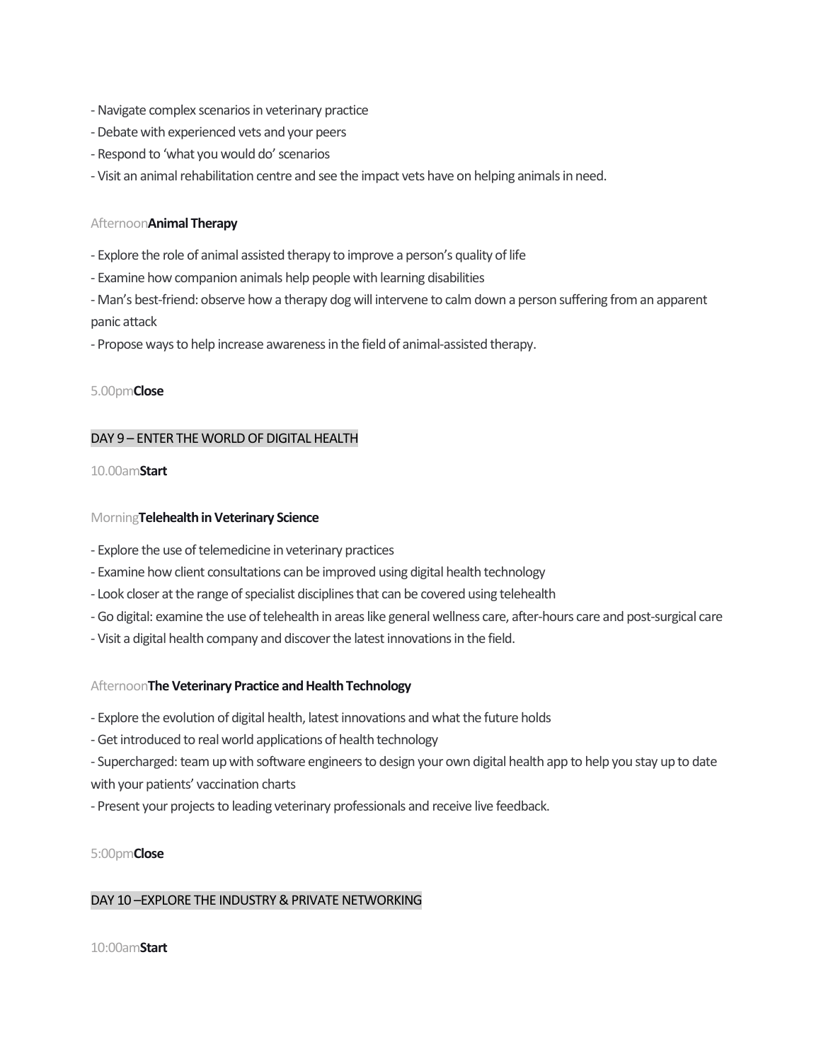- Navigate complex scenarios in veterinary practice
- Debate with experienced vets and your peers
- Respond to 'what you would do' scenarios
- Visit an animal rehabilitation centre and see the impact vets have on helping animals in need.

Afternoon**Animal Therapy**

- Explore the role of animal assisted therapy to improve a person's quality of life
- Examine how companion animals help people with learning disabilities
- Man's best-friend: observe how a therapy dog will intervene to calm down a person suffering from an apparent panic attack
- Propose ways to help increase awareness in the field of animal-assisted therapy.

5.00pm**Close**

## DAY 9 – ENTER THE WORLD OF DIGITAL HEALTH

10.00am**Start**

Morning**Telehealth in Veterinary Science**

- Explore the use of telemedicine in veterinary practices
- Examine how client consultations can be improved using digital health technology
- Look closer at the range of specialist disciplines that can be covered using telehealth
- Go digital: examine the use of telehealth in areas like general wellness care, after-hours care and post-surgical care
- Visit a digital health company and discover the latest innovations in the field.

Afternoon**The Veterinary Practice and Health Technology**

- Explore the evolution of digital health, latest innovations and what the future holds
- Get introduced to real world applications of health technology
- Supercharged: team up with software engineers to design your own digital health app to help you stay up to date with your patients' vaccination charts
- Present your projects to leading veterinary professionals and receive live feedback.

5:00pm**Close**

## DAY 10 –EXPLORE THE INDUSTRY & PRIVATE NETWORKING

10:00am**Start**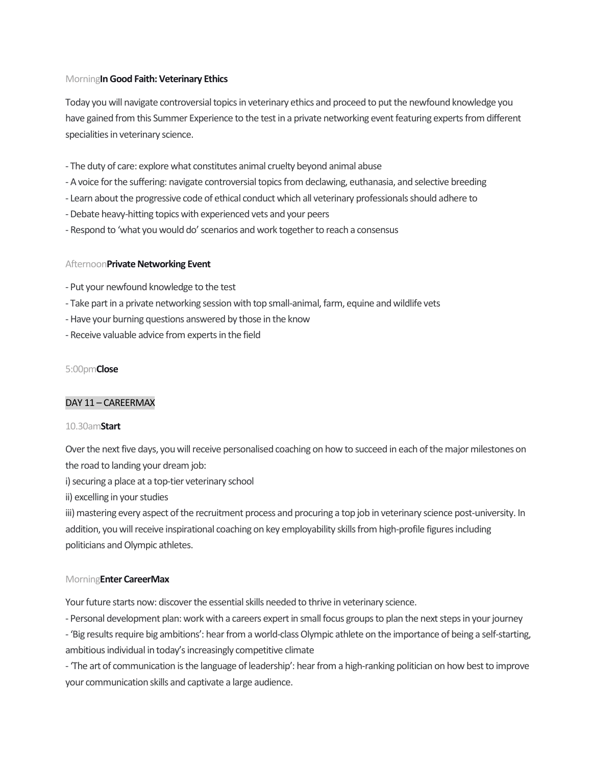Morning **In Good Faith: Veterinary Ethics**

Today you will navigate controversial topics in veterinary ethics and proceed to put the newfound knowledge you have gained from this Summer Experience to the test in a private networking event featuring experts from different specialities in veterinary science.

- The duty of care: explore what constitutes animal cruelty beyond animal abuse
- A voice for the suffering: navigate controversial topics from declawing, euthanasia, and selective breeding
- Learn about the progressive code of ethical conduct which all veterinary professionals should adhere to
- Debate heavy-hitting topics with experienced vets and your peers
- Respond to 'what you would do' scenarios and work together to reach a consensus

Afternoon **Private Networking Event**

- Put your newfound knowledge to the test
- Take part in a private networking session with top small-animal, farm, equine and wildlife vets
- Have your burning questions answered by those in the know
- Receive valuable advice from experts in the field

5:00pm **Close**

## DAY 11 – CAREERMAX

10.30am **Start**

Over the next five days, you will receive personalised coaching on how to succeed in each of the major milestones on the road to landing your dream job:
i) securing a place at a top-tier veterinary school
ii) excelling in your studies
iii) mastering every aspect of the recruitment process and procuring a top job in veterinary science post-university. In addition, you will receive inspirational coaching on key employability skills from high-profile figures including politicians and Olympic athletes.

Morning **Enter CareerMax**

Your future starts now: discover the essential skills needed to thrive in veterinary science.
- Personal development plan: work with a careers expert in small focus groups to plan the next steps in your journey
- 'Big results require big ambitions': hear from a world-class Olympic athlete on the importance of being a self-starting, ambitious individual in today's increasingly competitive climate
- 'The art of communication is the language of leadership': hear from a high-ranking politician on how best to improve your communication skills and captivate a large audience.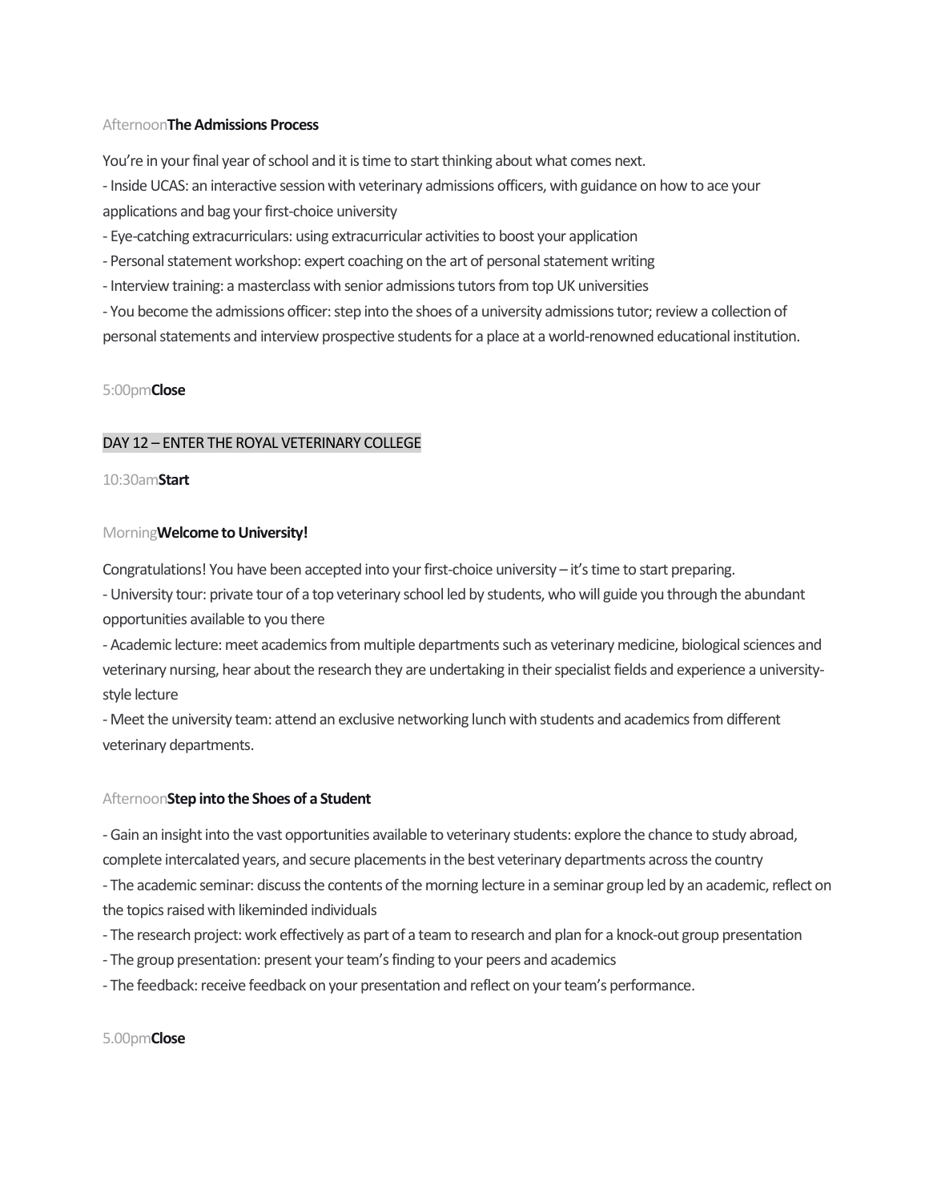Afternoon**The Admissions Process**

You're in your final year of school and it is time to start thinking about what comes next.
- Inside UCAS: an interactive session with veterinary admissions officers, with guidance on how to ace your applications and bag your first-choice university
- Eye-catching extracurriculars: using extracurricular activities to boost your application
- Personal statement workshop: expert coaching on the art of personal statement writing
- Interview training: a masterclass with senior admissions tutors from top UK universities
- You become the admissions officer: step into the shoes of a university admissions tutor; review a collection of personal statements and interview prospective students for a place at a world-renowned educational institution.

5:00pm**Close**

## DAY 12 – ENTER THE ROYAL VETERINARY COLLEGE

10:30am**Start**

Morning**Welcome to University!**

Congratulations! You have been accepted into your first-choice university – it's time to start preparing.
- University tour: private tour of a top veterinary school led by students, who will guide you through the abundant opportunities available to you there
- Academic lecture: meet academics from multiple departments such as veterinary medicine, biological sciences and veterinary nursing, hear about the research they are undertaking in their specialist fields and experience a university-style lecture
- Meet the university team: attend an exclusive networking lunch with students and academics from different veterinary departments.

Afternoon**Step into the Shoes of a Student**

- Gain an insight into the vast opportunities available to veterinary students: explore the chance to study abroad, complete intercalated years, and secure placements in the best veterinary departments across the country
- The academic seminar: discuss the contents of the morning lecture in a seminar group led by an academic, reflect on the topics raised with likeminded individuals
- The research project: work effectively as part of a team to research and plan for a knock-out group presentation
- The group presentation: present your team's finding to your peers and academics
- The feedback: receive feedback on your presentation and reflect on your team's performance.

5.00pm**Close**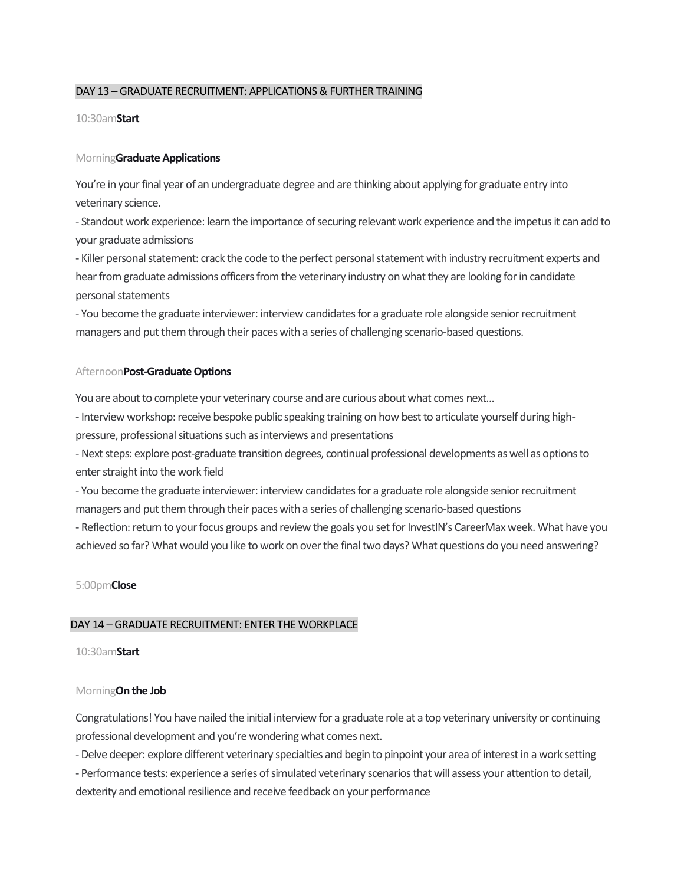## DAY 13 – GRADUATE RECRUITMENT: APPLICATIONS & FURTHER TRAINING

10:30am **Start**

Morning **Graduate Applications**

You're in your final year of an undergraduate degree and are thinking about applying for graduate entry into veterinary science.

- Standout work experience: learn the importance of securing relevant work experience and the impetus it can add to your graduate admissions
- Killer personal statement: crack the code to the perfect personal statement with industry recruitment experts and hear from graduate admissions officers from the veterinary industry on what they are looking for in candidate personal statements
- You become the graduate interviewer: interview candidates for a graduate role alongside senior recruitment managers and put them through their paces with a series of challenging scenario-based questions.

Afternoon **Post-Graduate Options**

You are about to complete your veterinary course and are curious about what comes next…

- Interview workshop: receive bespoke public speaking training on how best to articulate yourself during high-pressure, professional situations such as interviews and presentations
- Next steps: explore post-graduate transition degrees, continual professional developments as well as options to enter straight into the work field
- You become the graduate interviewer: interview candidates for a graduate role alongside senior recruitment managers and put them through their paces with a series of challenging scenario-based questions
- Reflection: return to your focus groups and review the goals you set for InvestIN's CareerMax week. What have you achieved so far? What would you like to work on over the final two days? What questions do you need answering?

5:00pm **Close**

## DAY 14 – GRADUATE RECRUITMENT: ENTER THE WORKPLACE

10:30am **Start**

Morning **On the Job**

Congratulations! You have nailed the initial interview for a graduate role at a top veterinary university or continuing professional development and you're wondering what comes next.

- Delve deeper: explore different veterinary specialties and begin to pinpoint your area of interest in a work setting
- Performance tests: experience a series of simulated veterinary scenarios that will assess your attention to detail, dexterity and emotional resilience and receive feedback on your performance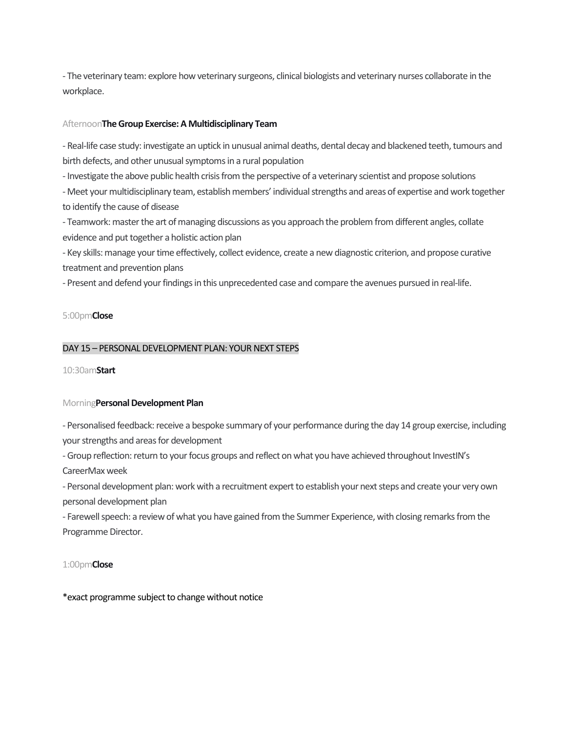- The veterinary team: explore how veterinary surgeons, clinical biologists and veterinary nurses collaborate in the workplace.

Afternoon**The Group Exercise: A Multidisciplinary Team**

- Real-life case study: investigate an uptick in unusual animal deaths, dental decay and blackened teeth, tumours and birth defects, and other unusual symptoms in a rural population
- Investigate the above public health crisis from the perspective of a veterinary scientist and propose solutions
- Meet your multidisciplinary team, establish members' individual strengths and areas of expertise and work together to identify the cause of disease
- Teamwork: master the art of managing discussions as you approach the problem from different angles, collate evidence and put together a holistic action plan
- Key skills: manage your time effectively, collect evidence, create a new diagnostic criterion, and propose curative treatment and prevention plans
- Present and defend your findings in this unprecedented case and compare the avenues pursued in real-life.

5:00pm**Close**

## DAY 15 – PERSONAL DEVELOPMENT PLAN: YOUR NEXT STEPS

10:30am**Start**

Morning**Personal Development Plan**

- Personalised feedback: receive a bespoke summary of your performance during the day 14 group exercise, including your strengths and areas for development
- Group reflection: return to your focus groups and reflect on what you have achieved throughout InvestIN's CareerMax week
- Personal development plan: work with a recruitment expert to establish your next steps and create your very own personal development plan
- Farewell speech: a review of what you have gained from the Summer Experience, with closing remarks from the Programme Director.

1:00pm**Close**

*exact programme subject to change without notice